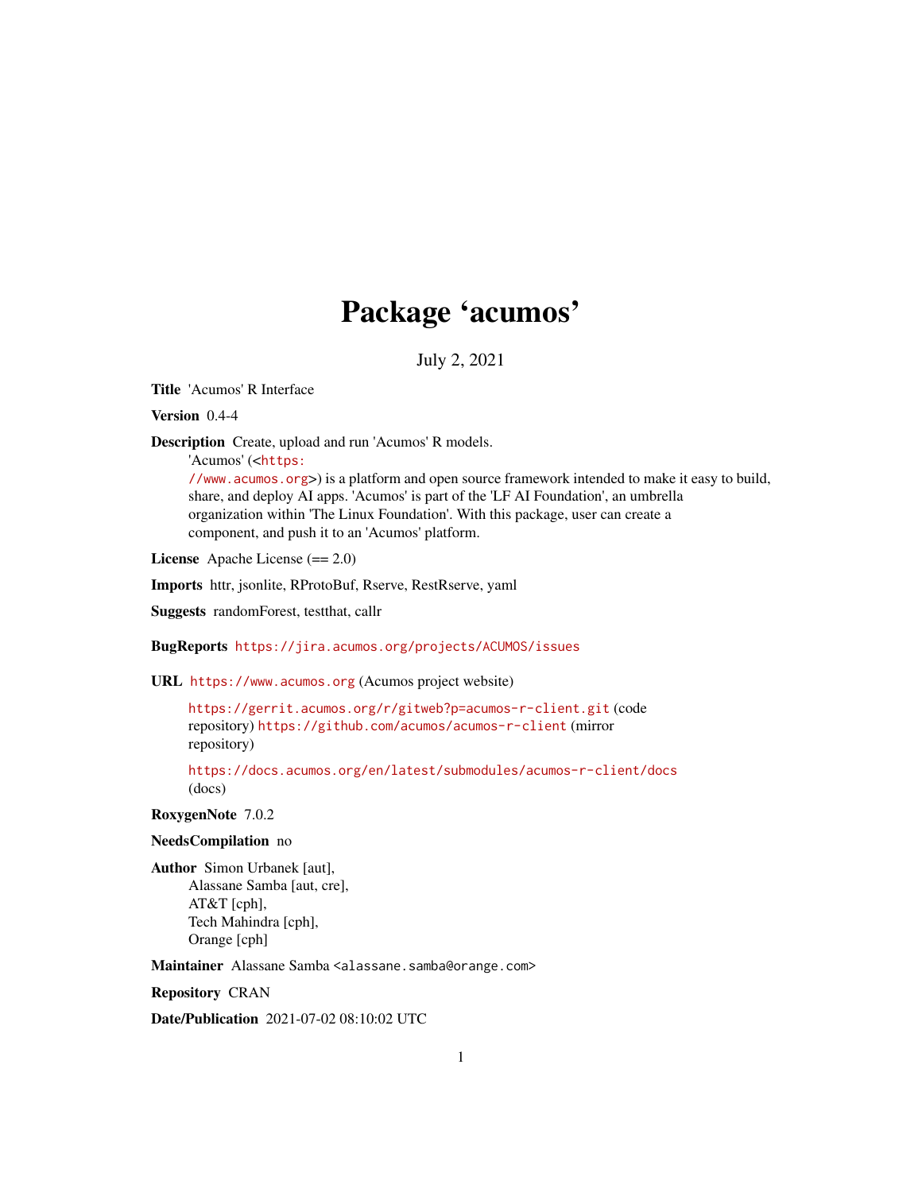# Package 'acumos'

July 2, 2021

**Title** 'Acumos' R Interface

**Version** 0.4-4

**Description** Create, upload and run 'Acumos' R models.
'Acumos' (<https://www.acumos.org>) is a platform and open source framework intended to make it easy to build, share, and deploy AI apps. 'Acumos' is part of the 'LF AI Foundation', an umbrella organization within 'The Linux Foundation'. With this package, user can create a component, and push it to an 'Acumos' platform.

**License** Apache License (== 2.0)

**Imports** httr, jsonlite, RProtoBuf, Rserve, RestRserve, yaml

**Suggests** randomForest, testthat, callr

**BugReports** https://jira.acumos.org/projects/ACUMOS/issues

**URL** https://www.acumos.org (Acumos project website)

https://gerrit.acumos.org/r/gitweb?p=acumos-r-client.git (code repository) https://github.com/acumos/acumos-r-client (mirror repository)

https://docs.acumos.org/en/latest/submodules/acumos-r-client/docs (docs)

**RoxygenNote** 7.0.2

**NeedsCompilation** no

**Author** Simon Urbanek [aut],
Alassane Samba [aut, cre],
AT&T [cph],
Tech Mahindra [cph],
Orange [cph]

**Maintainer** Alassane Samba <alassane.samba@orange.com>

**Repository** CRAN

**Date/Publication** 2021-07-02 08:10:02 UTC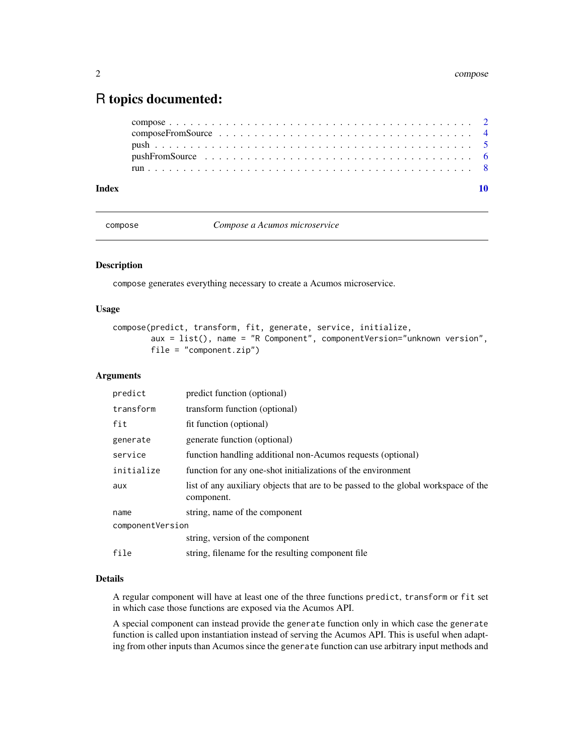# R topics documented:

| | |
|---|---|
| compose | 2 |
| composeFromSource | 4 |
| push | 5 |
| pushFromSource | 6 |
| run | 8 |
| **Index** | **10** |

---

## compose — *Compose a Acumos microservice*

### Description

`compose` generates everything necessary to create a Acumos microservice.

### Usage

```
compose(predict, transform, fit, generate, service, initialize,
        aux = list(), name = "R Component", componentVersion="unknown version",
        file = "component.zip")
```

### Arguments

| Argument | Description |
|---|---|
| `predict` | predict function (optional) |
| `transform` | transform function (optional) |
| `fit` | fit function (optional) |
| `generate` | generate function (optional) |
| `service` | function handling additional non-Acumos requests (optional) |
| `initialize` | function for any one-shot initializations of the environment |
| `aux` | list of any auxiliary objects that are to be passed to the global workspace of the component. |
| `name` | string, name of the component |
| `componentVersion` | string, version of the component |
| `file` | string, filename for the resulting component file |

### Details

A regular component will have at least one of the three functions `predict`, `transform` or `fit` set in which case those functions are exposed via the Acumos API.

A special component can instead provide the `generate` function only in which case the `generate` function is called upon instantiation instead of serving the Acumos API. This is useful when adapting from other inputs than Acumos since the `generate` function can use arbitrary input methods and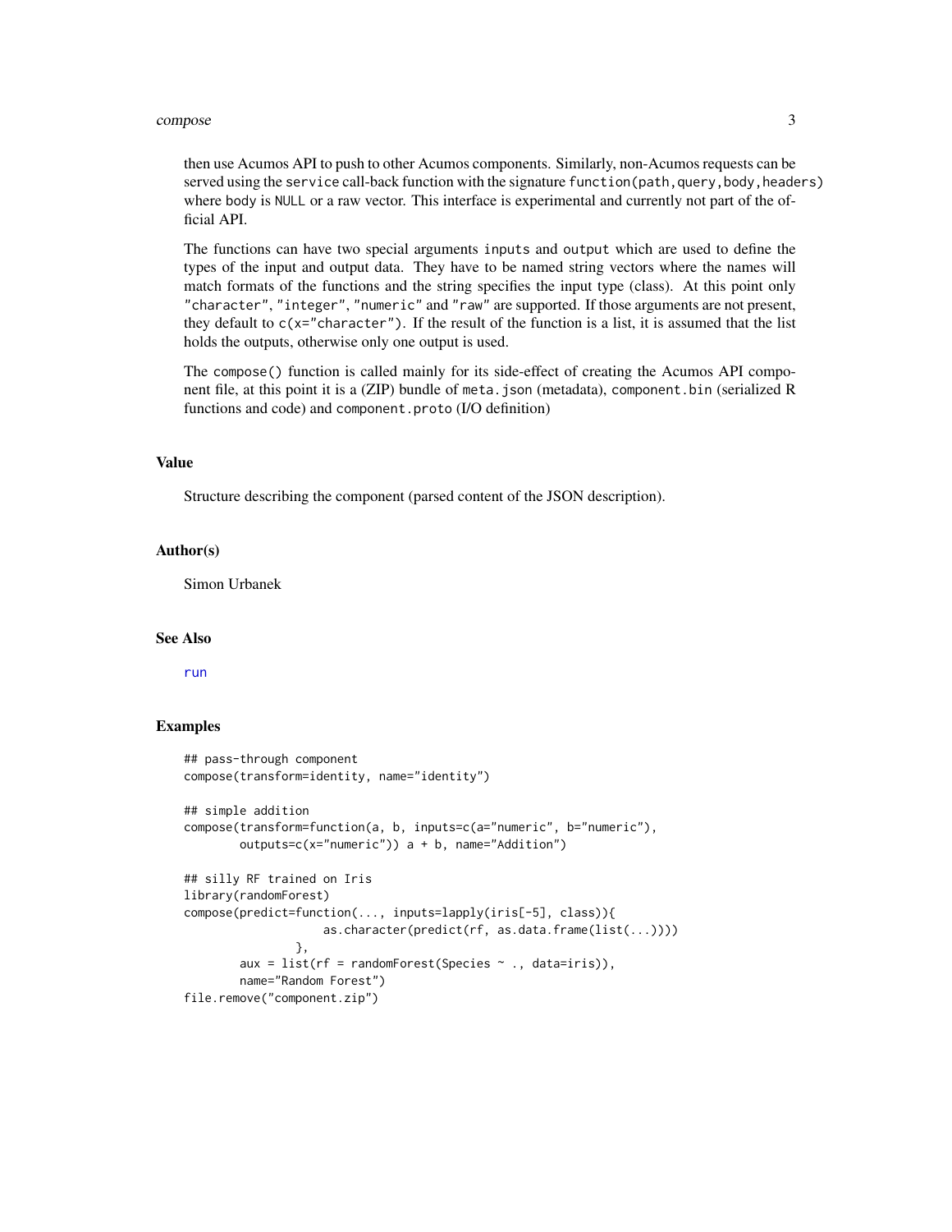then use Acumos API to push to other Acumos components. Similarly, non-Acumos requests can be served using the `service` call-back function with the signature `function(path,query,body,headers)` where `body` is `NULL` or a raw vector. This interface is experimental and currently not part of the official API.

The functions can have two special arguments `inputs` and `output` which are used to define the types of the input and output data. They have to be named string vectors where the names will match formats of the functions and the string specifies the input type (class). At this point only `"character"`, `"integer"`, `"numeric"` and `"raw"` are supported. If those arguments are not present, they default to `c(x="character")`. If the result of the function is a list, it is assumed that the list holds the outputs, otherwise only one output is used.

The `compose()` function is called mainly for its side-effect of creating the Acumos API component file, at this point it is a (ZIP) bundle of `meta.json` (metadata), `component.bin` (serialized R functions and code) and `component.proto` (I/O definition)

### Value

Structure describing the component (parsed content of the JSON description).

### Author(s)

Simon Urbanek

### See Also

run

### Examples

```
## pass-through component
compose(transform=identity, name="identity")

## simple addition
compose(transform=function(a, b, inputs=c(a="numeric", b="numeric"),
        outputs=c(x="numeric")) a + b, name="Addition")

## silly RF trained on Iris
library(randomForest)
compose(predict=function(..., inputs=lapply(iris[-5], class)){
                    as.character(predict(rf, as.data.frame(list(...))))
                },
        aux = list(rf = randomForest(Species ~ ., data=iris)),
        name="Random Forest")
file.remove("component.zip")
```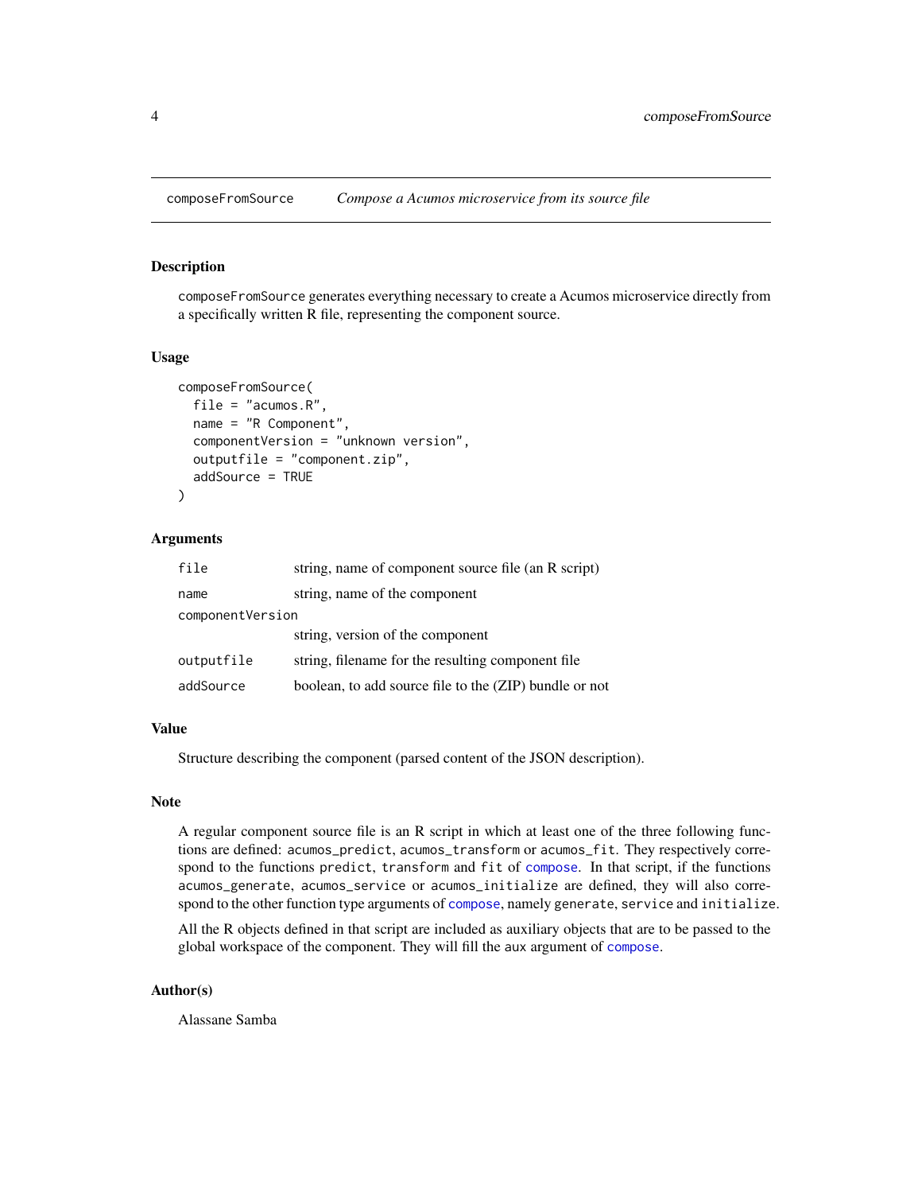## composeFromSource — *Compose a Acumos microservice from its source file*

### Description

`composeFromSource` generates everything necessary to create a Acumos microservice directly from a specifically written R file, representing the component source.

### Usage

```
composeFromSource(
  file = "acumos.R",
  name = "R Component",
  componentVersion = "unknown version",
  outputfile = "component.zip",
  addSource = TRUE
)
```

### Arguments

| | |
|---|---|
| `file` | string, name of component source file (an R script) |
| `name` | string, name of the component |
| `componentVersion` | string, version of the component |
| `outputfile` | string, filename for the resulting component file |
| `addSource` | boolean, to add source file to the (ZIP) bundle or not |

### Value

Structure describing the component (parsed content of the JSON description).

### Note

A regular component source file is an R script in which at least one of the three following functions are defined: `acumos_predict`, `acumos_transform` or `acumos_fit`. They respectively correspond to the functions `predict`, `transform` and `fit` of `compose`. In that script, if the functions `acumos_generate`, `acumos_service` or `acumos_initialize` are defined, they will also correspond to the other function type arguments of `compose`, namely `generate`, `service` and `initialize`.

All the R objects defined in that script are included as auxiliary objects that are to be passed to the global workspace of the component. They will fill the `aux` argument of `compose`.

### Author(s)

Alassane Samba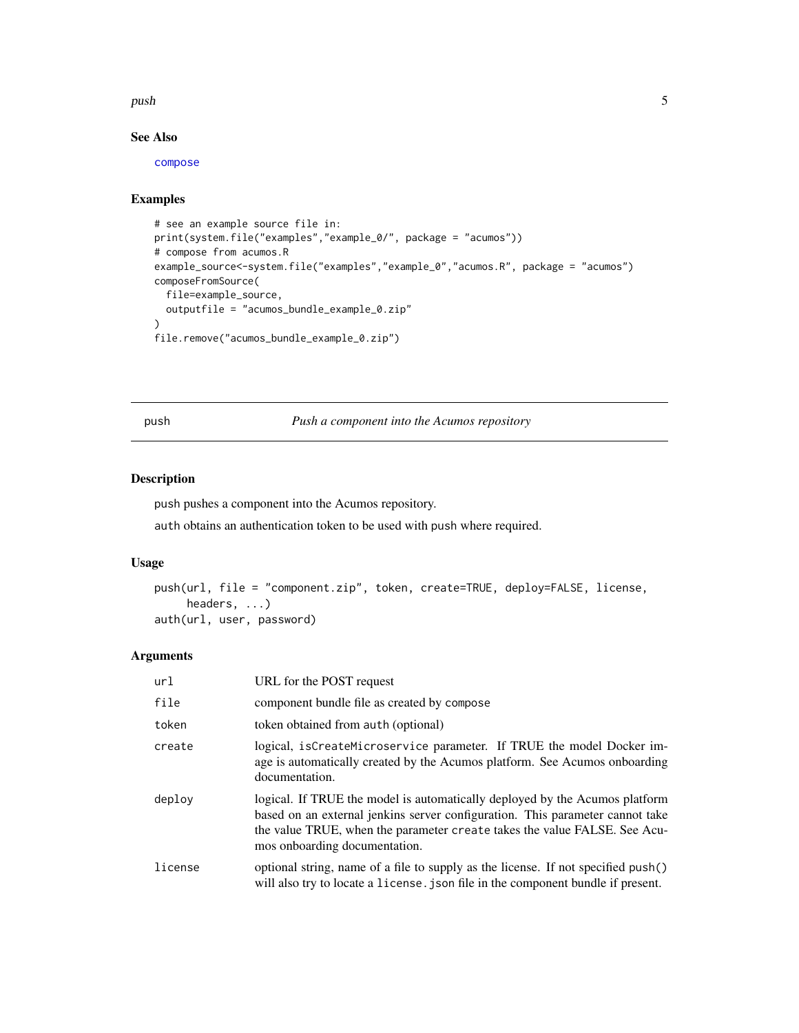### See Also

`compose`

### Examples

```
# see an example source file in:
print(system.file("examples","example_0/", package = "acumos"))
# compose from acumos.R
example_source<-system.file("examples","example_0","acumos.R", package = "acumos")
composeFromSource(
  file=example_source,
  outputfile = "acumos_bundle_example_0.zip"
)
file.remove("acumos_bundle_example_0.zip")
```

---

## push — *Push a component into the Acumos repository*

### Description

`push` pushes a component into the Acumos repository.

`auth` obtains an authentication token to be used with `push` where required.

### Usage

```
push(url, file = "component.zip", token, create=TRUE, deploy=FALSE, license,
     headers, ...)
auth(url, user, password)
```

### Arguments

| Argument | Description |
|---|---|
| `url` | URL for the POST request |
| `file` | component bundle file as created by `compose` |
| `token` | token obtained from `auth` (optional) |
| `create` | logical, `isCreateMicroservice` parameter. If TRUE the model Docker image is automatically created by the Acumos platform. See Acumos onboarding documentation. |
| `deploy` | logical. If TRUE the model is automatically deployed by the Acumos platform based on an external jenkins server configuration. This parameter cannot take the value TRUE, when the parameter `create` takes the value FALSE. See Acumos onboarding documentation. |
| `license` | optional string, name of a file to supply as the license. If not specified `push()` will also try to locate a `license.json` file in the component bundle if present. |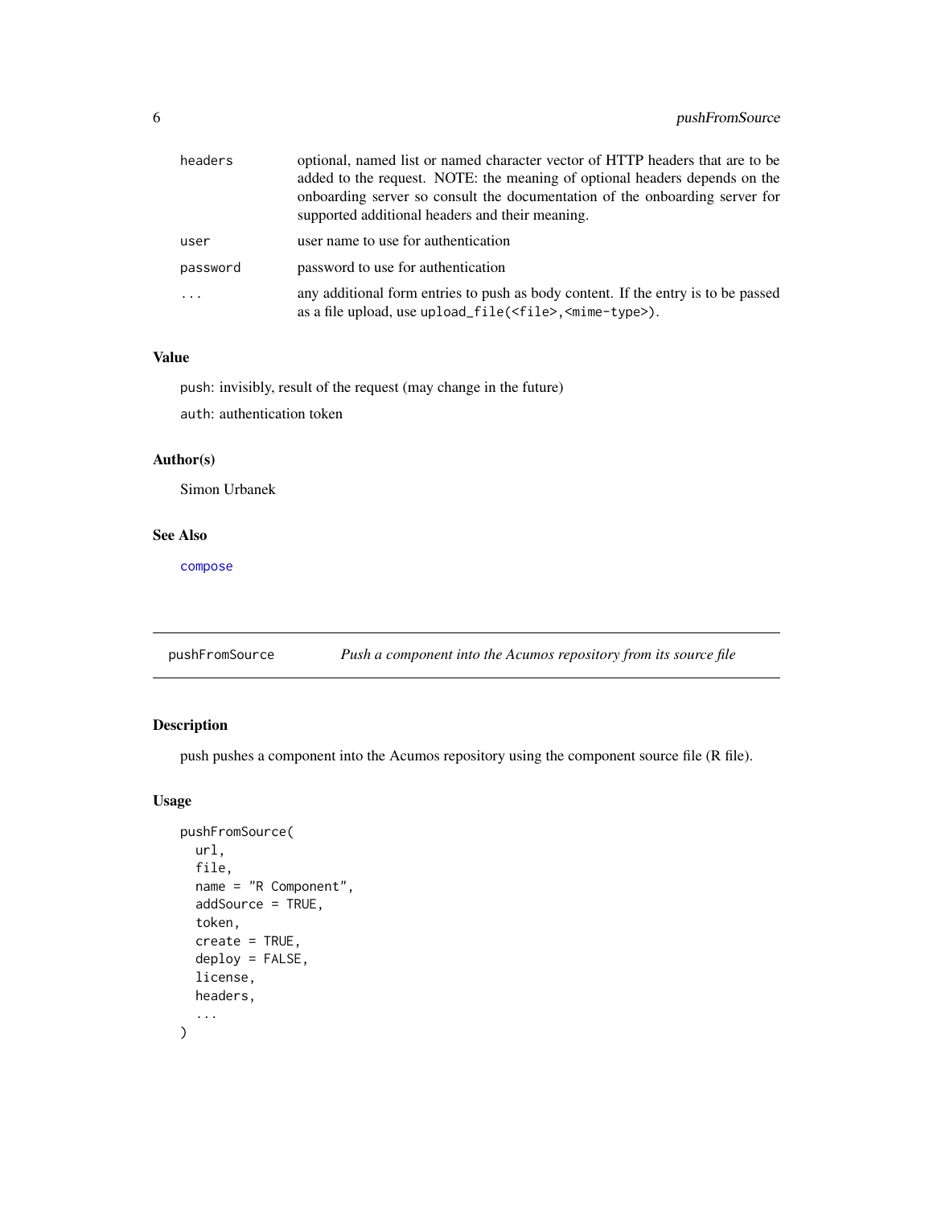| | |
|---|---|
| headers | optional, named list or named character vector of HTTP headers that are to be added to the request. NOTE: the meaning of optional headers depends on the onboarding server so consult the documentation of the onboarding server for supported additional headers and their meaning. |
| user | user name to use for authentication |
| password | password to use for authentication |
| ... | any additional form entries to push as body content. If the entry is to be passed as a file upload, use `upload_file(<file>,<mime-type>)`. |

### Value

`push`: invisibly, result of the request (may change in the future)

`auth`: authentication token

### Author(s)

Simon Urbanek

### See Also

compose

---

## pushFromSource — *Push a component into the Acumos repository from its source file*

---

### Description

push pushes a component into the Acumos repository using the component source file (R file).

### Usage

```
pushFromSource(
  url,
  file,
  name = "R Component",
  addSource = TRUE,
  token,
  create = TRUE,
  deploy = FALSE,
  license,
  headers,
  ...
)
```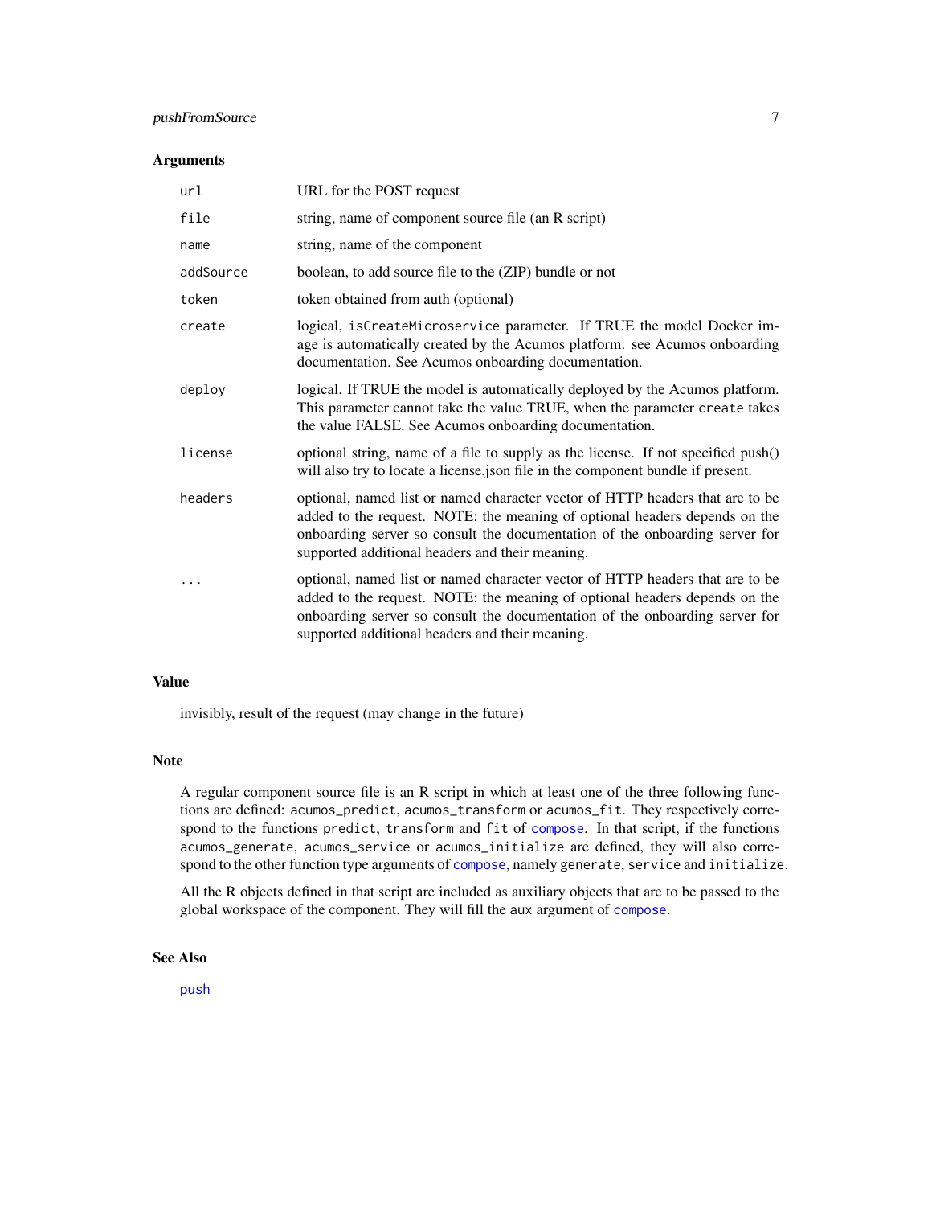### Arguments

| | |
|---|---|
| `url` | URL for the POST request |
| `file` | string, name of component source file (an R script) |
| `name` | string, name of the component |
| `addSource` | boolean, to add source file to the (ZIP) bundle or not |
| `token` | token obtained from auth (optional) |
| `create` | logical, `isCreateMicroservice` parameter. If TRUE the model Docker image is automatically created by the Acumos platform. see Acumos onboarding documentation. See Acumos onboarding documentation. |
| `deploy` | logical. If TRUE the model is automatically deployed by the Acumos platform. This parameter cannot take the value TRUE, when the parameter `create` takes the value FALSE. See Acumos onboarding documentation. |
| `license` | optional string, name of a file to supply as the license. If not specified push() will also try to locate a license.json file in the component bundle if present. |
| `headers` | optional, named list or named character vector of HTTP headers that are to be added to the request. NOTE: the meaning of optional headers depends on the onboarding server so consult the documentation of the onboarding server for supported additional headers and their meaning. |
| `...` | optional, named list or named character vector of HTTP headers that are to be added to the request. NOTE: the meaning of optional headers depends on the onboarding server so consult the documentation of the onboarding server for supported additional headers and their meaning. |

### Value

invisibly, result of the request (may change in the future)

### Note

A regular component source file is an R script in which at least one of the three following functions are defined: `acumos_predict`, `acumos_transform` or `acumos_fit`. They respectively correspond to the functions `predict`, `transform` and `fit` of `compose`. In that script, if the functions `acumos_generate`, `acumos_service` or `acumos_initialize` are defined, they will also correspond to the other function type arguments of `compose`, namely `generate`, `service` and `initialize`.

All the R objects defined in that script are included as auxiliary objects that are to be passed to the global workspace of the component. They will fill the `aux` argument of `compose`.

### See Also

`push`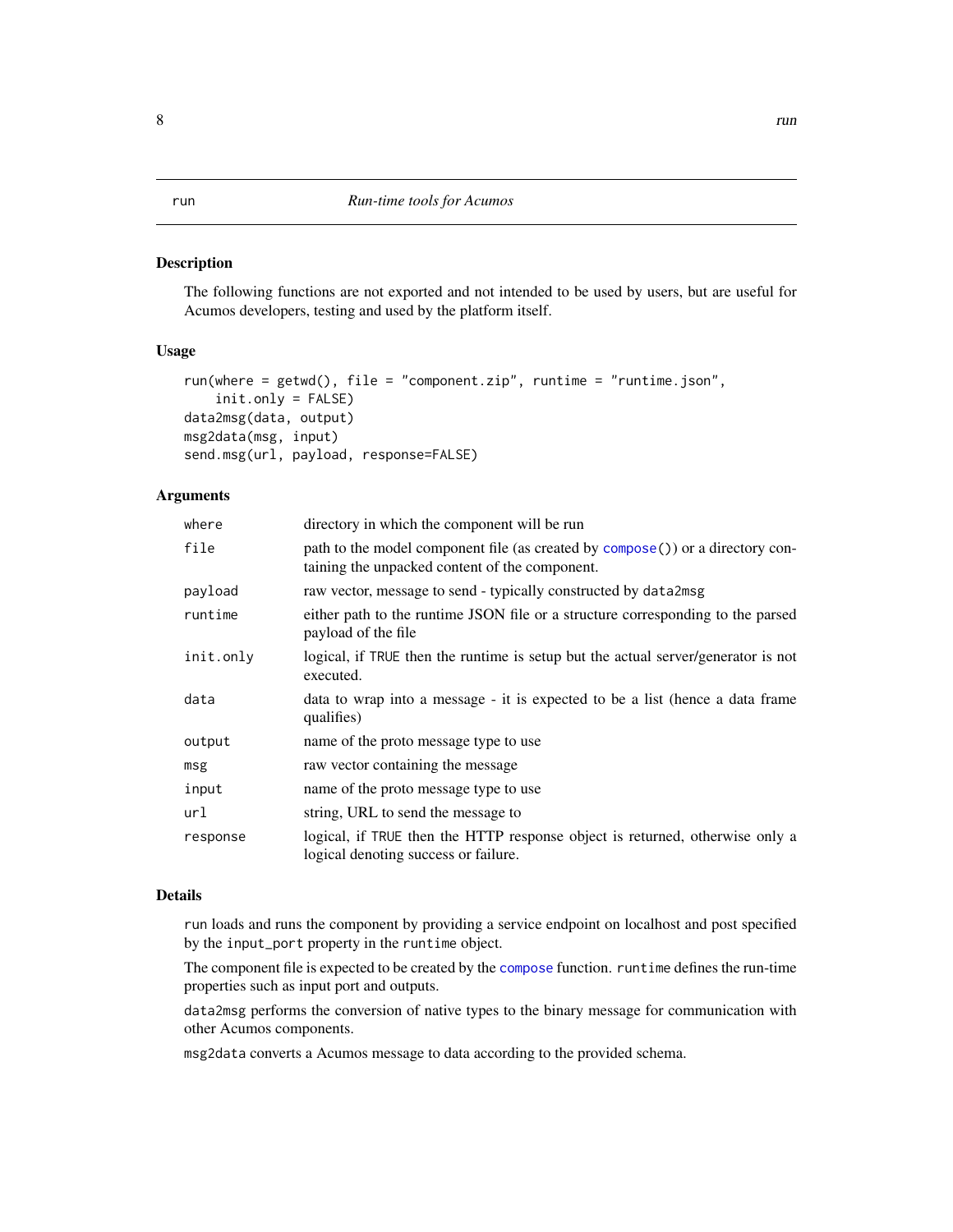# run — *Run-time tools for Acumos*

## Description

The following functions are not exported and not intended to be used by users, but are useful for Acumos developers, testing and used by the platform itself.

## Usage

```
run(where = getwd(), file = "component.zip", runtime = "runtime.json",
    init.only = FALSE)
data2msg(data, output)
msg2data(msg, input)
send.msg(url, payload, response=FALSE)
```

## Arguments

| | |
|---|---|
| `where` | directory in which the component will be run |
| `file` | path to the model component file (as created by `compose()`) or a directory containing the unpacked content of the component. |
| `payload` | raw vector, message to send - typically constructed by `data2msg` |
| `runtime` | either path to the runtime JSON file or a structure corresponding to the parsed payload of the file |
| `init.only` | logical, if `TRUE` then the runtime is setup but the actual server/generator is not executed. |
| `data` | data to wrap into a message - it is expected to be a list (hence a data frame qualifies) |
| `output` | name of the proto message type to use |
| `msg` | raw vector containing the message |
| `input` | name of the proto message type to use |
| `url` | string, URL to send the message to |
| `response` | logical, if `TRUE` then the HTTP response object is returned, otherwise only a logical denoting success or failure. |

## Details

`run` loads and runs the component by providing a service endpoint on localhost and post specified by the `input_port` property in the `runtime` object.

The component file is expected to be created by the `compose` function. `runtime` defines the run-time properties such as input port and outputs.

`data2msg` performs the conversion of native types to the binary message for communication with other Acumos components.

`msg2data` converts a Acumos message to data according to the provided schema.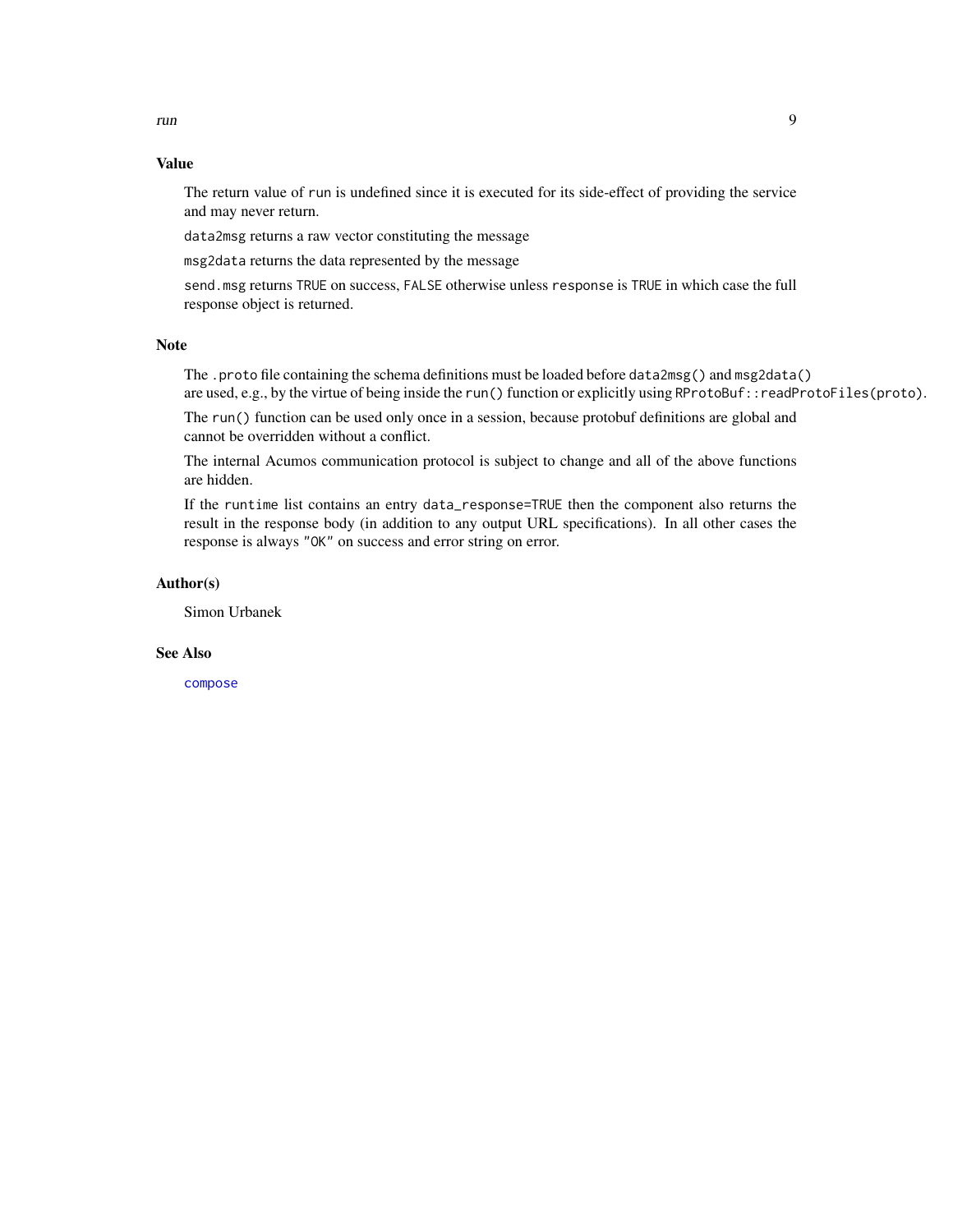## Value

The return value of `run` is undefined since it is executed for its side-effect of providing the service and may never return.

`data2msg` returns a raw vector constituting the message

`msg2data` returns the data represented by the message

`send.msg` returns `TRUE` on success, `FALSE` otherwise unless `response` is `TRUE` in which case the full response object is returned.

## Note

The `.proto` file containing the schema definitions must be loaded before `data2msg()` and `msg2data()` are used, e.g., by the virtue of being inside the `run()` function or explicitly using `RProtoBuf::readProtoFiles(proto)`.

The `run()` function can be used only once in a session, because protobuf definitions are global and cannot be overridden without a conflict.

The internal Acumos communication protocol is subject to change and all of the above functions are hidden.

If the `runtime` list contains an entry `data_response=TRUE` then the component also returns the result in the response body (in addition to any output URL specifications). In all other cases the response is always `"OK"` on success and error string on error.

## Author(s)

Simon Urbanek

## See Also

`compose`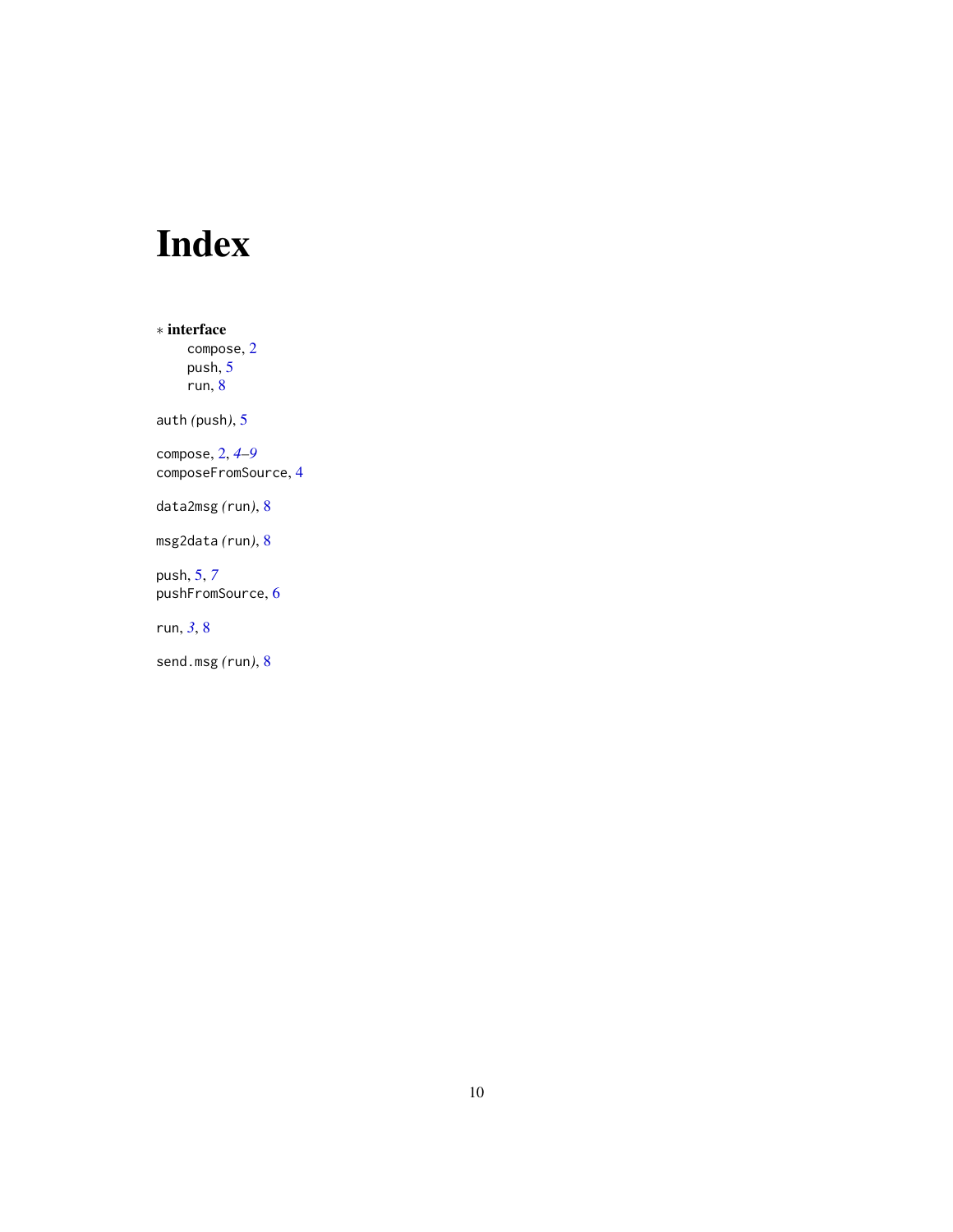# Index

∗ **interface**

compose, 2
push, 5
run, 8

auth *(*push*)*, 5

compose, 2, *4–9*
composeFromSource, 4

data2msg *(*run*)*, 8

msg2data *(*run*)*, 8

push, 5, *7*
pushFromSource, 6

run, *3*, 8

send.msg *(*run*)*, 8